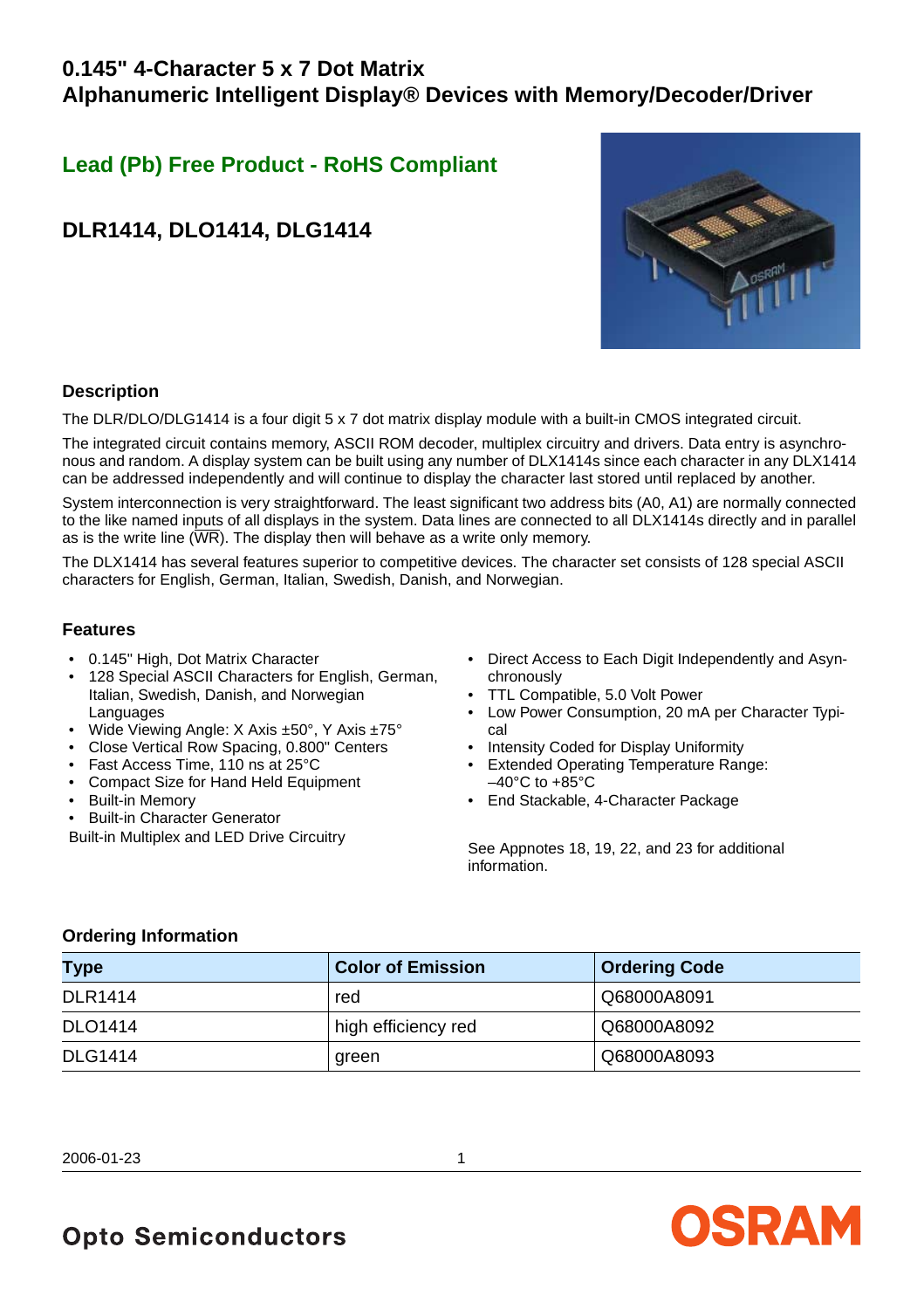# 0.145" 4-Character 5 x 7 Dot Matrix Alphanumeric Intelligent Display® Devices with Memory/Decoder/Driver

## Lead (Pb) Free Product - RoHS Compliant

## DLR1414, DLO1414, DLG1414

### Description

The DLR/DLO/DLG1414 is a four digit 5 x 7 dot matrix display module with a built-in CMOS integrated circuit.

The integrated circuit contains memory, ASCII ROM decoder, multiplex circuitry and drivers. Data entry is asynchronous and random. A display system can be built using any number of DLX1414s since each character in any DLX1414 can be addressed independently and will continue to display the character last stored until replaced by another.

System interconnection is very straightforward. The least significant two address bits (A0, A1) are normally connected to the like named inputs of all displays in the system. Data lines are connected to all DLX1414s directly and in parallel as is the write line ($\overline{WR}$). The display then will behave as a write only memory.

The DLX1414 has several features superior to competitive devices. The character set consists of 128 special ASCII characters for English, German, Italian, Swedish, Danish, and Norwegian.

### Features

- 0.145" High, Dot Matrix Character
- 128 Special ASCII Characters for English, German, Italian, Swedish, Danish, and Norwegian Languages
- Wide Viewing Angle: X Axis ±50°, Y Axis ±75°
- Close Vertical Row Spacing, 0.800" Centers
- Fast Access Time, 110 ns at 25°C
- Compact Size for Hand Held Equipment
- Built-in Memory
- Built-in Character Generator

Built-in Multiplex and LED Drive Circuitry

- Direct Access to Each Digit Independently and Asynchronously
- TTL Compatible, 5.0 Volt Power
- Low Power Consumption, 20 mA per Character Typical
- Intensity Coded for Display Uniformity
- Extended Operating Temperature Range: –40°C to +85°C
- End Stackable, 4-Character Package

See Appnotes 18, 19, 22, and 23 for additional information.

### Ordering Information

| Type | Color of Emission | Ordering Code |
|---|---|---|
| DLR1414 | red | Q68000A8091 |
| DLO1414 | high efficiency red | Q68000A8092 |
| DLG1414 | green | Q68000A8093 |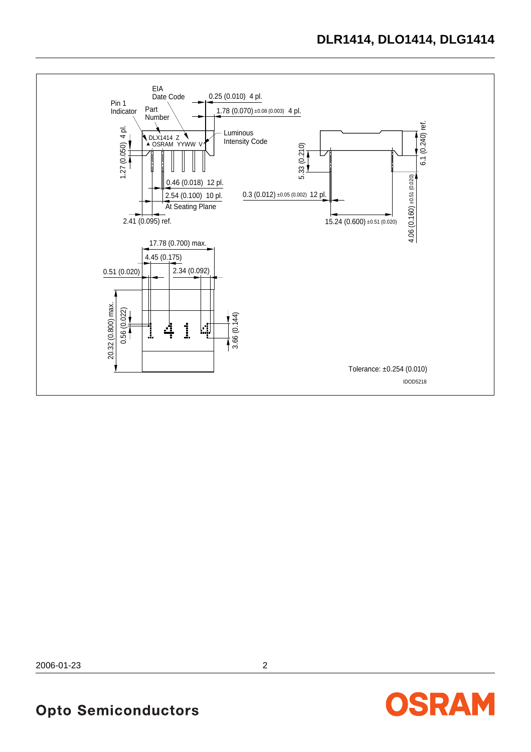EIA
Date Code

Pin 1
Indicator

Part
Number

0.25 (0.010) 4 pl.

1.78 (0.070) ±0.08 (0.003) 4 pl.

Luminous
Intensity Code

DLX1414 Z
▲ OSRAM YYWW V

1.27 (0.050) 4 pl.

0.46 (0.018) 12 pl.

2.54 (0.100) 10 pl.
At Seating Plane

2.41 (0.095) ref.

5.33 (0.210)

0.3 (0.012) ±0.05 (0.002) 12 pl.

15.24 (0.600) ±0.51 (0.020)

6.1 (0.240) ref.

4.06 (0.160) ±0.51 (0.020)

17.78 (0.700) max.

4.45 (0.175)

0.51 (0.020)

2.34 (0.092)

20.32 (0.800) max.

0.56 (0.022)

3.66 (0.144)

Tolerance: ±0.254 (0.010)

IOD05218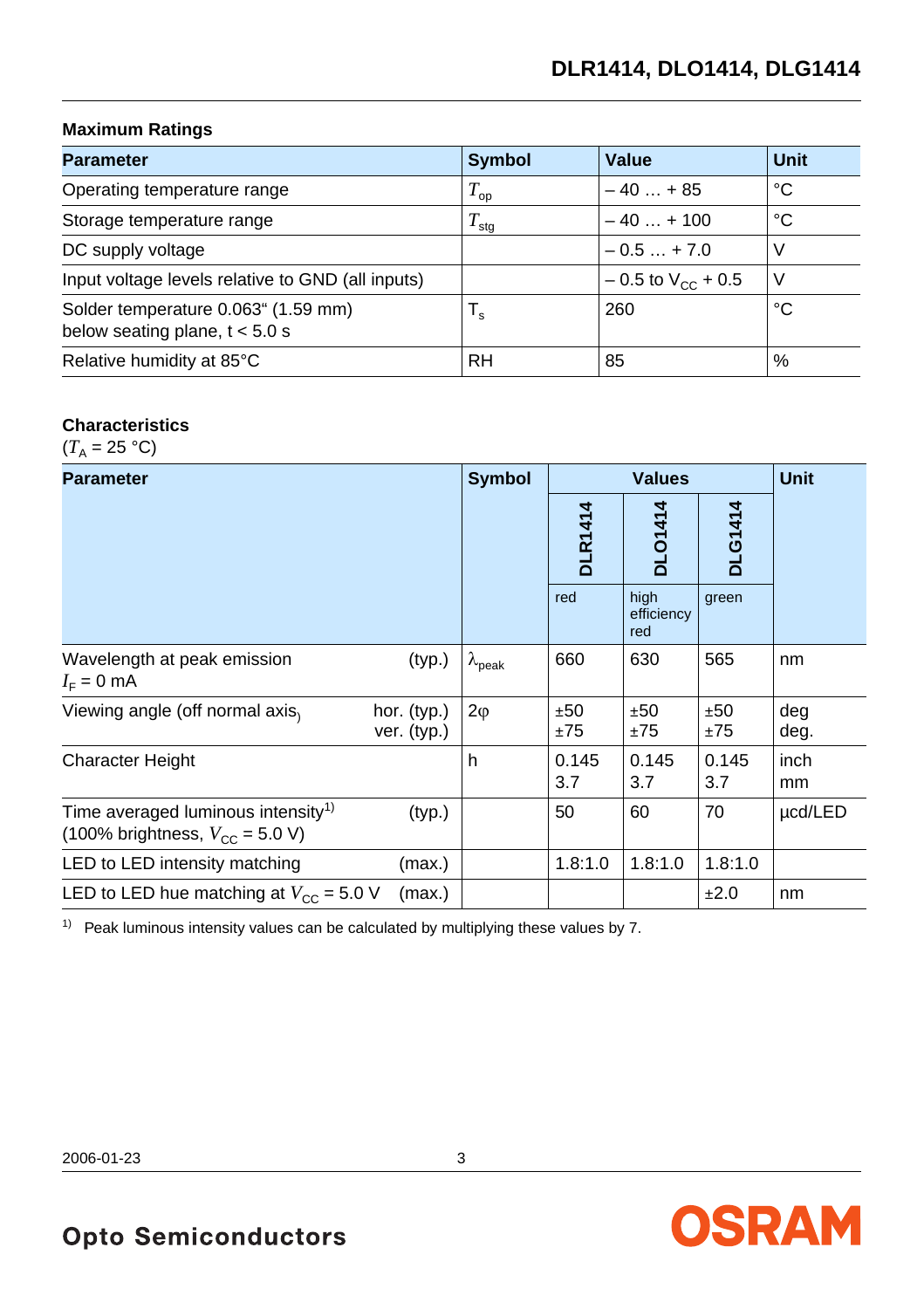## Maximum Ratings

| Parameter | Symbol | Value | Unit |
| --- | --- | --- | --- |
| Operating temperature range | $T_{op}$ | – 40 … + 85 | °C |
| Storage temperature range | $T_{stg}$ | – 40 … + 100 | °C |
| DC supply voltage | | – 0.5 … + 7.0 | V |
| Input voltage levels relative to GND (all inputs) | | – 0.5 to $V_{CC}$ + 0.5 | V |
| Solder temperature 0.063“ (1.59 mm) below seating plane, t < 5.0 s | $T_s$ | 260 | °C |
| Relative humidity at 85°C | RH | 85 | % |

## Characteristics

($T_A$ = 25 °C)

| Parameter | | Symbol | Values | | | Unit |
| --- | --- | --- | --- | --- | --- | --- |
| | | | DLR1414 | DLO1414 | DLG1414 | |
| | | | red | high efficiency red | green | |
| Wavelength at peak emission $I_F$ = 0 mA | (typ.) | $\lambda_{peak}$ | 660 | 630 | 565 | nm |
| Viewing angle (off normal axis) | hor. (typ.) ver. (typ.) | 2φ | ±50 ±75 | ±50 ±75 | ±50 ±75 | deg deg. |
| Character Height | | h | 0.145 3.7 | 0.145 3.7 | 0.145 3.7 | inch mm |
| Time averaged luminous intensity[1] (100% brightness, $V_{CC}$ = 5.0 V) | (typ.) | | 50 | 60 | 70 | µcd/LED |
| LED to LED intensity matching | (max.) | | 1.8:1.0 | 1.8:1.0 | 1.8:1.0 | |
| LED to LED hue matching at $V_{CC}$ = 5.0 V | (max.) | | | | ±2.0 | nm |

[1] Peak luminous intensity values can be calculated by multiplying these values by 7.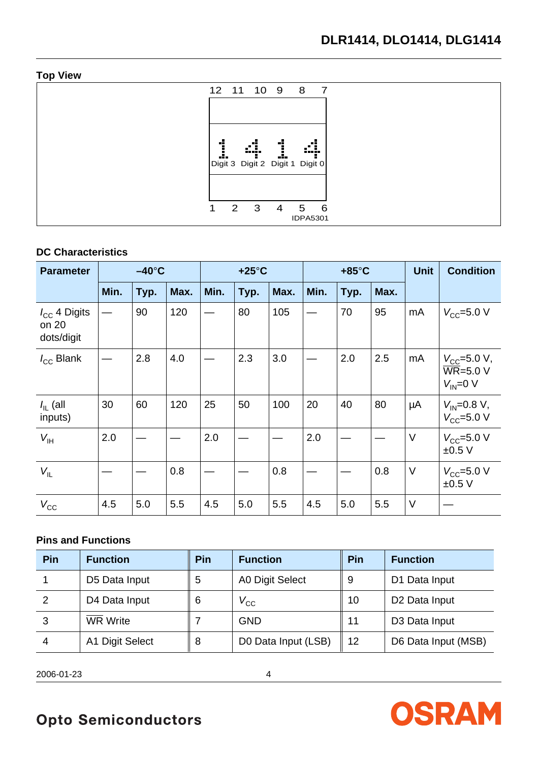## Top View

12 11 10 9 8 7

Digit 3 Digit 2 Digit 1 Digit 0

1 2 3 4 5 6

IDPA5301

## DC Characteristics

| Parameter | –40°C | | | +25°C | | | +85°C | | | Unit | Condition |
|---|---|---|---|---|---|---|---|---|---|---|---|
| | Min. | Typ. | Max. | Min. | Typ. | Max. | Min. | Typ. | Max. | | |
| $I_{CC}$ 4 Digits on 20 dots/digit | — | 90 | 120 | — | 80 | 105 | — | 70 | 95 | mA | $V_{CC}$=5.0 V |
| $I_{CC}$ Blank | — | 2.8 | 4.0 | — | 2.3 | 3.0 | — | 2.0 | 2.5 | mA | $V_{CC}$=5.0 V, $\overline{WR}$=5.0 V $V_{IN}$=0 V |
| $I_{IL}$ (all inputs) | 30 | 60 | 120 | 25 | 50 | 100 | 20 | 40 | 80 | µA | $V_{IN}$=0.8 V, $V_{CC}$=5.0 V |
| $V_{IH}$ | 2.0 | — | — | 2.0 | — | — | 2.0 | — | — | V | $V_{CC}$=5.0 V ±0.5 V |
| $V_{IL}$ | — | — | 0.8 | — | — | 0.8 | — | — | 0.8 | V | $V_{CC}$=5.0 V ±0.5 V |
| $V_{CC}$ | 4.5 | 5.0 | 5.5 | 4.5 | 5.0 | 5.5 | 4.5 | 5.0 | 5.5 | V | — |

## Pins and Functions

| Pin | Function | Pin | Function | Pin | Function |
|---|---|---|---|---|---|
| 1 | D5 Data Input | 5 | A0 Digit Select | 9 | D1 Data Input |
| 2 | D4 Data Input | 6 | $V_{CC}$ | 10 | D2 Data Input |
| 3 | $\overline{WR}$ Write | 7 | GND | 11 | D3 Data Input |
| 4 | A1 Digit Select | 8 | D0 Data Input (LSB) | 12 | D6 Data Input (MSB) |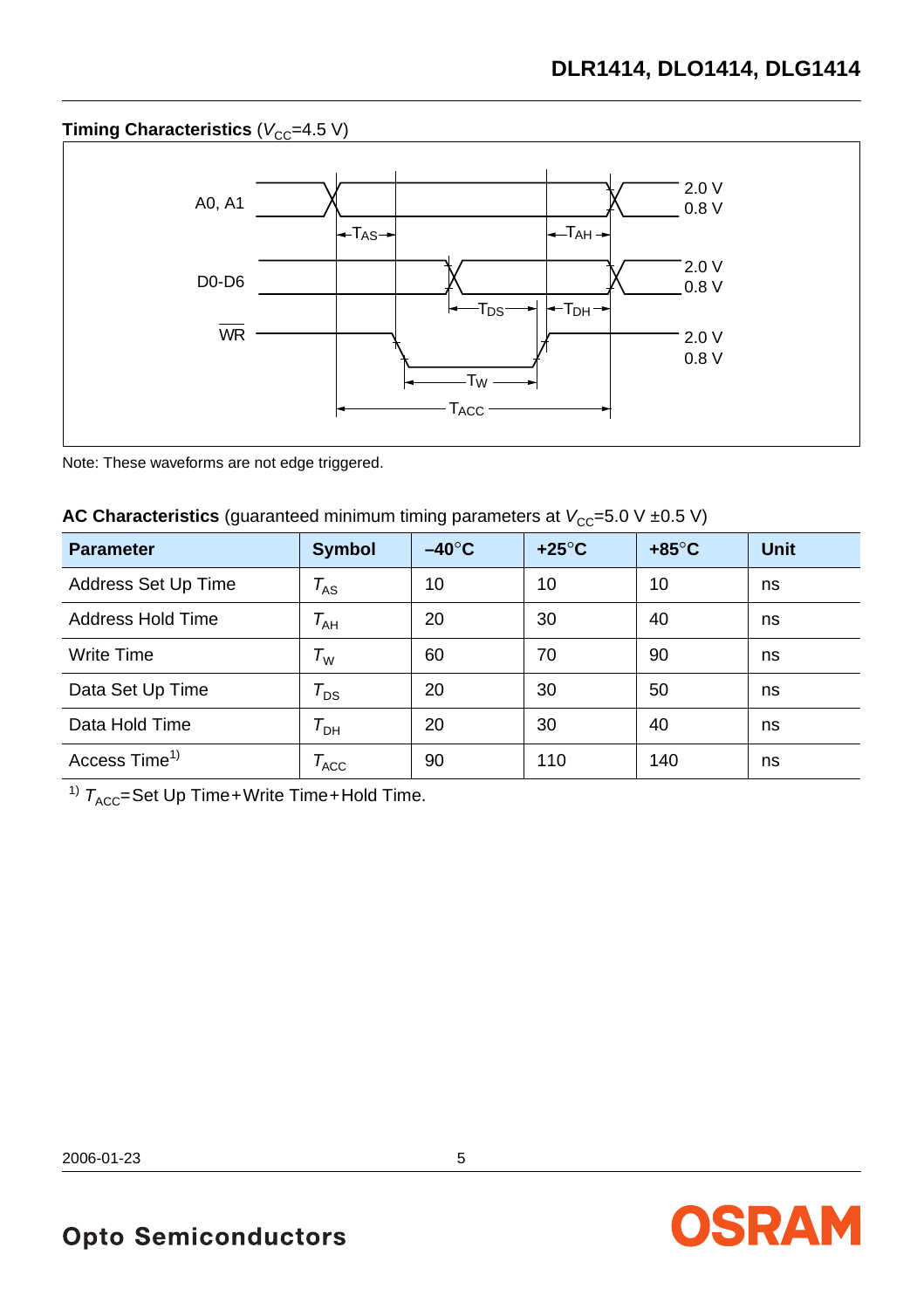**Timing Characteristics** ($V_{CC}$=4.5 V)

A0, A1

2.0 V
0.8 V

TAS

TAH

D0-D6

2.0 V
0.8 V

TDS

TDH

WR

2.0 V
0.8 V

TW

TACC

Note: These waveforms are not edge triggered.

**AC Characteristics** (guaranteed minimum timing parameters at $V_{CC}$=5.0 V ±0.5 V)

| Parameter | Symbol | –40°C | +25°C | +85°C | Unit |
|---|---|---|---|---|---|
| Address Set Up Time | $T_{AS}$ | 10 | 10 | 10 | ns |
| Address Hold Time | $T_{AH}$ | 20 | 30 | 40 | ns |
| Write Time | $T_{W}$ | 60 | 70 | 90 | ns |
| Data Set Up Time | $T_{DS}$ | 20 | 30 | 50 | ns |
| Data Hold Time | $T_{DH}$ | 20 | 30 | 40 | ns |
| Access Time[1] | $T_{ACC}$ | 90 | 110 | 140 | ns |

[1] $T_{ACC}$=Set Up Time+Write Time+Hold Time.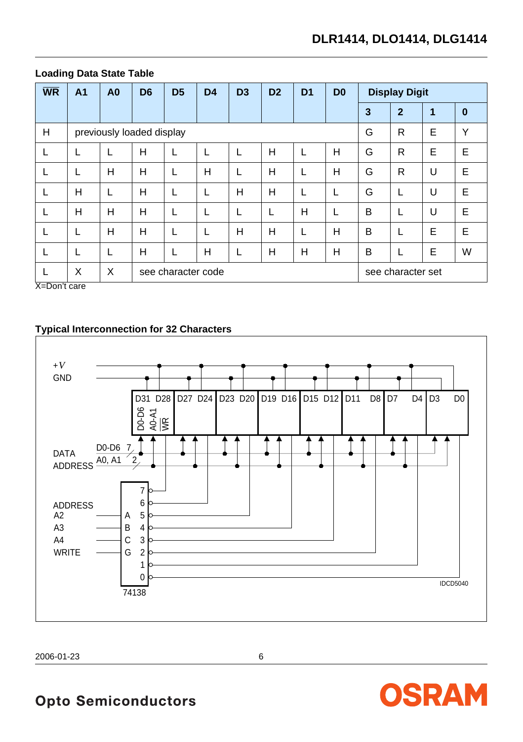### Loading Data State Table

| $\overline{WR}$ | A1 | A0 | D6 | D5 | D4 | D3 | D2 | D1 | D0 | Display Digit | | | |
|---|---|---|---|---|---|---|---|---|---|---|---|---|---|
| | | | | | | | | | | 3 | 2 | 1 | 0 |
| H | previously loaded display | | | | | | | | | G | R | E | Y |
| L | L | L | H | L | L | L | H | L | H | G | R | E | E |
| L | L | H | H | L | H | L | H | L | H | G | R | U | E |
| L | H | L | H | L | L | H | H | L | L | G | L | U | E |
| L | H | H | H | L | L | L | L | H | L | B | L | U | E |
| L | L | H | H | L | L | H | H | L | H | B | L | E | E |
| L | L | L | H | L | H | L | H | H | H | B | L | E | W |
| L | X | X | see character code | | | | | | | see character set | | | |

X=Don't care

### Typical Interconnection for 32 Characters

+V
GND
D31 D28 D27 D24 D23 D20 D19 D16 D15 D12 D11 D8 D7 D4 D3 D0
D0-D6
A0-A1
$\overline{WR}$
DATA D0-D6 7
ADDRESS A0, A1 2
ADDRESS
A2 A
A3 B
A4 C
WRITE G
7 6 5 4 3 2 1 0
74138
IDCD5040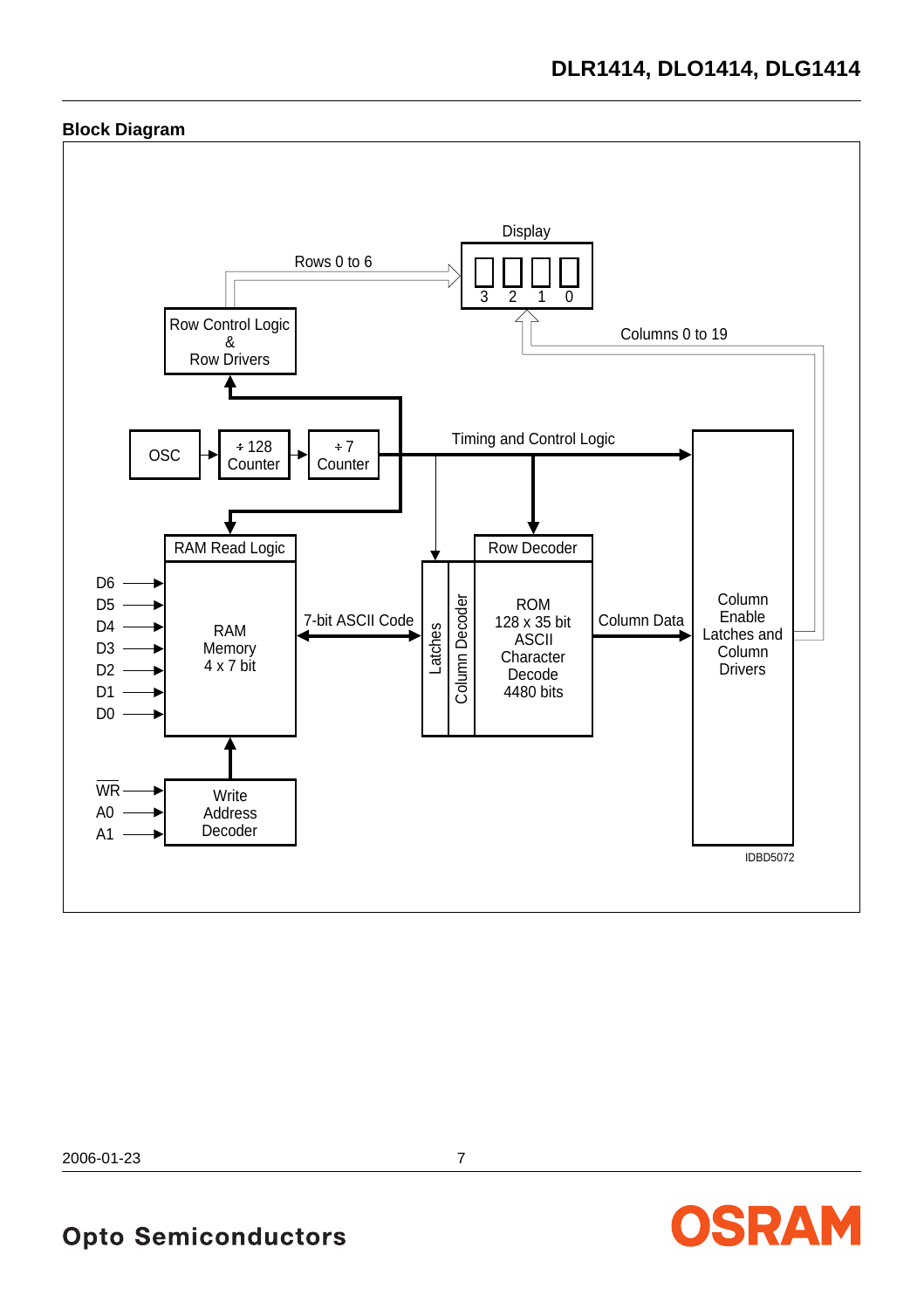## Block Diagram

Display

3 2 1 0

Rows 0 to 6

Row Control Logic
&
Row Drivers

Columns 0 to 19

OSC

÷ 128
Counter

÷ 7
Counter

Timing and Control Logic

RAM Read Logic

Row Decoder

D6
D5
D4
D3
D2
D1
D0

RAM
Memory
4 x 7 bit

7-bit ASCII Code

Latches

Column Decoder

ROM
128 x 35 bit
ASCII
Character
Decode
4480 bits

Column Data

Column
Enable
Latches and
Column
Drivers

$\overline{WR}$
A0
A1

Write
Address
Decoder

IDBD5072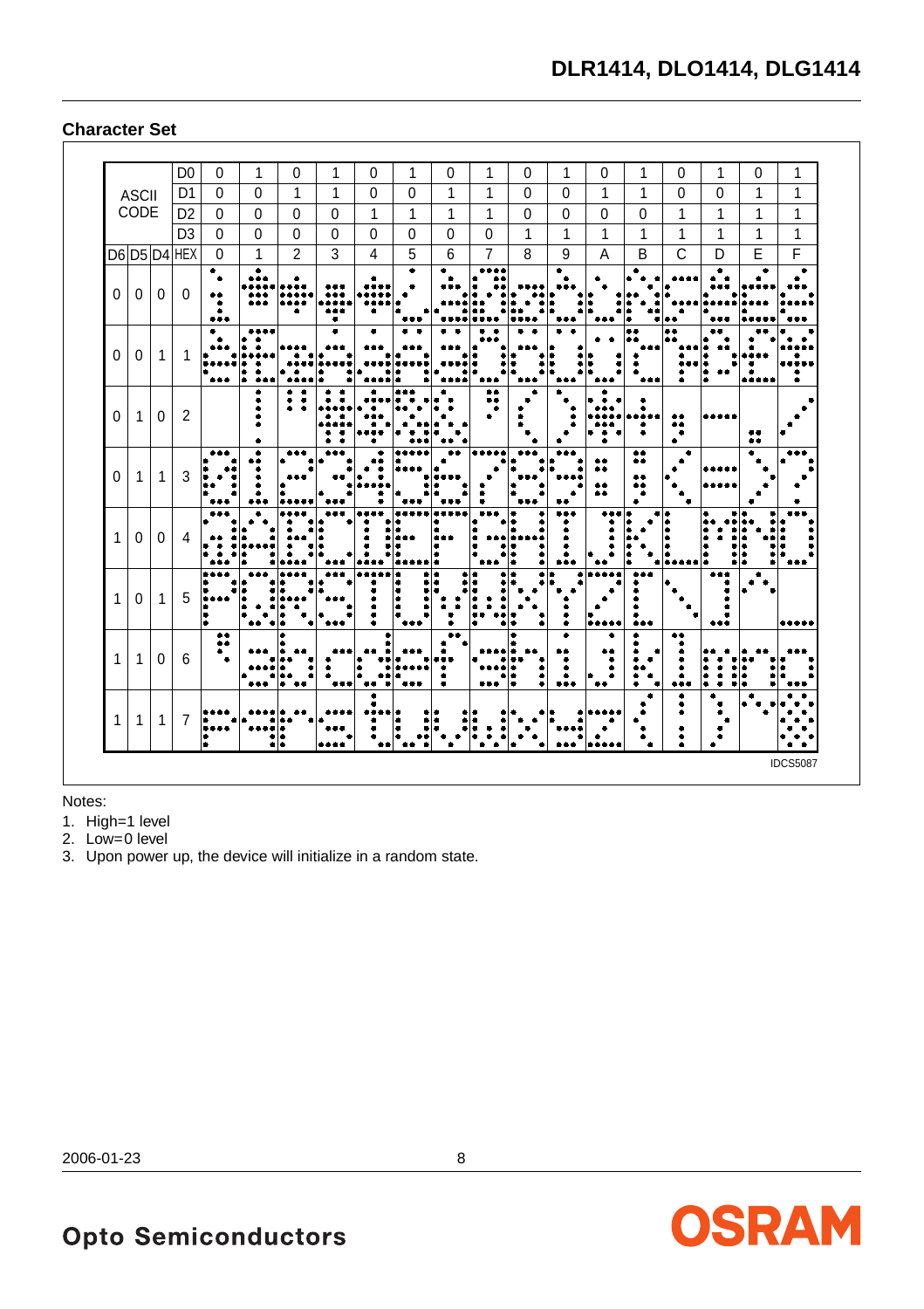## Character Set

| | | | D0 | 0 | 1 | 0 | 1 | 0 | 1 | 0 | 1 | 0 | 1 | 0 | 1 | 0 | 1 | 0 | 1 |
|---|---|---|---|---|---|---|---|---|---|---|---|---|---|---|---|---|---|---|---|
| ASCII CODE | | | D1 | 0 | 0 | 1 | 1 | 0 | 0 | 1 | 1 | 0 | 0 | 1 | 1 | 0 | 0 | 1 | 1 |
| | | | D2 | 0 | 0 | 0 | 0 | 1 | 1 | 1 | 1 | 0 | 0 | 0 | 0 | 1 | 1 | 1 | 1 |
| | | | D3 | 0 | 0 | 0 | 0 | 0 | 0 | 0 | 0 | 1 | 1 | 1 | 1 | 1 | 1 | 1 | 1 |
| D6 | D5 | D4 | HEX | 0 | 1 | 2 | 3 | 4 | 5 | 6 | 7 | 8 | 9 | A | B | C | D | E | F |
| 0 | 0 | 0 | 0 | | | | | | | | | | | | | | | | |
| 0 | 0 | 1 | 1 | | | | | | | | | | | | | | | | |
| 0 | 1 | 0 | 2 | | ! | " | # | $ | % | & | ' | ( | ) | * | + | , | - | . | / |
| 0 | 1 | 1 | 3 | 0 | 1 | 2 | 3 | 4 | 5 | 6 | 7 | 8 | 9 | : | ; | < | = | > | ? |
| 1 | 0 | 0 | 4 | @ | A | B | C | D | E | F | G | H | I | J | K | L | M | N | O |
| 1 | 0 | 1 | 5 | P | Q | R | S | T | U | V | W | X | Y | Z | [ | \ | ] | ^ | _ |
| 1 | 1 | 0 | 6 | ` | a | b | c | d | e | f | g | h | i | j | k | l | m | n | o |
| 1 | 1 | 1 | 7 | p | q | r | s | t | u | v | w | x | y | z | { | \| | } | ~ | |

IDCS5087

Notes:

1. High=1 level
2. Low=0 level
3. Upon power up, the device will initialize in a random state.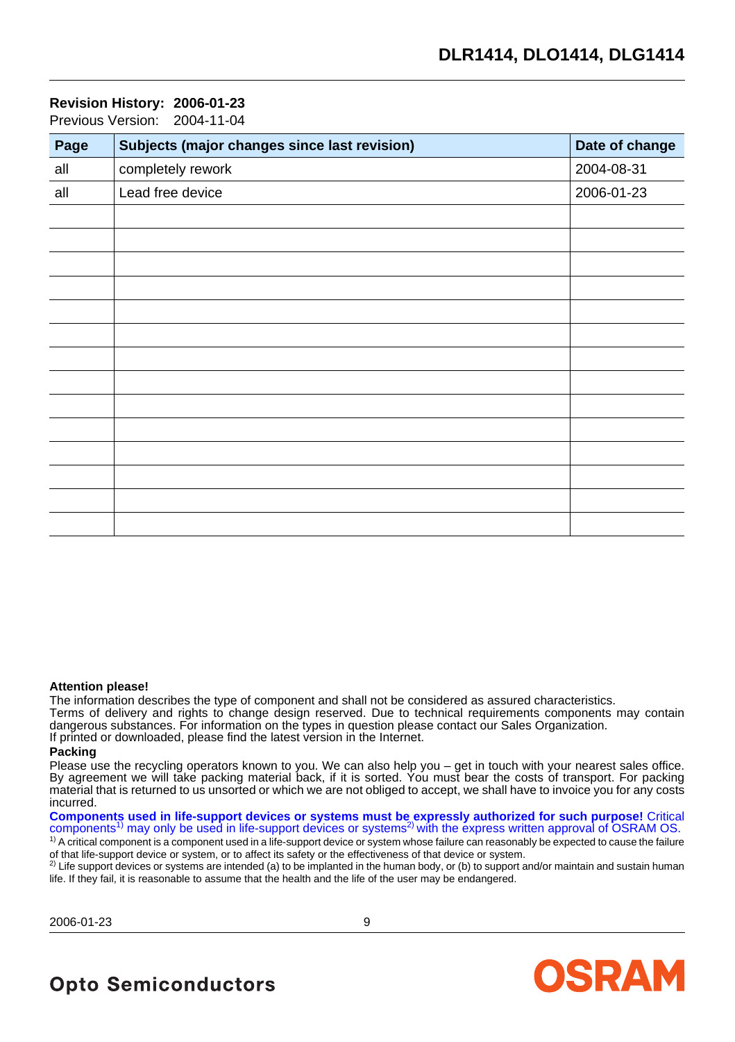**Revision History: 2006-01-23**

Previous Version: 2004-11-04

| Page | Subjects (major changes since last revision) | Date of change |
|---|---|---|
| all | completely rework | 2004-08-31 |
| all | Lead free device | 2006-01-23 |
| | | |
| | | |
| | | |
| | | |
| | | |
| | | |
| | | |
| | | |
| | | |
| | | |
| | | |
| | | |
| | | |
| | | |

**Attention please!**

The information describes the type of component and shall not be considered as assured characteristics.
Terms of delivery and rights to change design reserved. Due to technical requirements components may contain dangerous substances. For information on the types in question please contact our Sales Organization.
If printed or downloaded, please find the latest version in the Internet.

**Packing**

Please use the recycling operators known to you. We can also help you – get in touch with your nearest sales office. By agreement we will take packing material back, if it is sorted. You must bear the costs of transport. For packing material that is returned to us unsorted or which we are not obliged to accept, we shall have to invoice you for any costs incurred.

**Components used in life-support devices or systems must be expressly authorized for such purpose!** Critical components[1] may only be used in life-support devices or systems[2] with the express written approval of OSRAM OS.

[1] A critical component is a component used in a life-support device or system whose failure can reasonably be expected to cause the failure of that life-support device or system, or to affect its safety or the effectiveness of that device or system.

[2] Life support devices or systems are intended (a) to be implanted in the human body, or (b) to support and/or maintain and sustain human life. If they fail, it is reasonable to assume that the health and the life of the user may be endangered.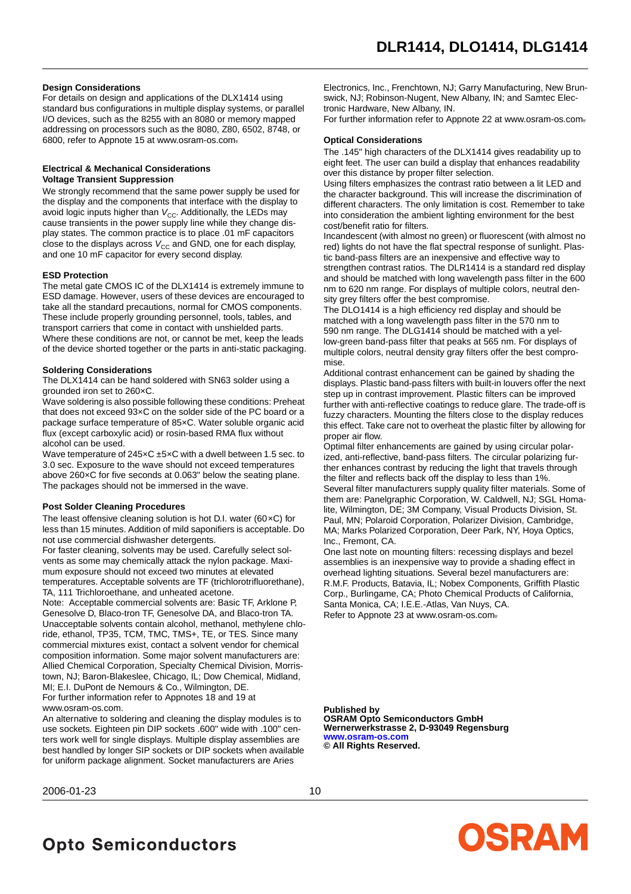### Design Considerations

For details on design and applications of the DLX1414 using standard bus configurations in multiple display systems, or parallel I/O devices, such as the 8255 with an 8080 or memory mapped addressing on processors such as the 8080, Z80, 6502, 8748, or 6800, refer to Appnote 15 at www.osram-os.com.

### Electrical & Mechanical Considerations

### Voltage Transient Suppression

We strongly recommend that the same power supply be used for the display and the components that interface with the display to avoid logic inputs higher than $V_{CC}$. Additionally, the LEDs may cause transients in the power supply line while they change display states. The common practice is to place .01 mF capacitors close to the displays across $V_{CC}$ and GND, one for each display, and one 10 mF capacitor for every second display.

### ESD Protection

The metal gate CMOS IC of the DLX1414 is extremely immune to ESD damage. However, users of these devices are encouraged to take all the standard precautions, normal for CMOS components. These include properly grounding personnel, tools, tables, and transport carriers that come in contact with unshielded parts. Where these conditions are not, or cannot be met, keep the leads of the device shorted together or the parts in anti-static packaging.

### Soldering Considerations

The DLX1414 can be hand soldered with SN63 solder using a grounded iron set to 260×C.

Wave soldering is also possible following these conditions: Preheat that does not exceed 93×C on the solder side of the PC board or a package surface temperature of 85×C. Water soluble organic acid flux (except carboxylic acid) or rosin-based RMA flux without alcohol can be used.

Wave temperature of 245×C ±5×C with a dwell between 1.5 sec. to 3.0 sec. Exposure to the wave should not exceed temperatures above 260×C for five seconds at 0.063" below the seating plane. The packages should not be immersed in the wave.

### Post Solder Cleaning Procedures

The least offensive cleaning solution is hot D.I. water (60×C) for less than 15 minutes. Addition of mild saponifiers is acceptable. Do not use commercial dishwasher detergents.

For faster cleaning, solvents may be used. Carefully select solvents as some may chemically attack the nylon package. Maximum exposure should not exceed two minutes at elevated temperatures. Acceptable solvents are TF (trichlorotrifluorethane), TA, 111 Trichloroethane, and unheated acetone.

Note: Acceptable commercial solvents are: Basic TF, Arklone P, Genesolve D, Blaco-tron TF, Genesolve DA, and Blaco-tron TA. Unacceptable solvents contain alcohol, methanol, methylene chloride, ethanol, TP35, TCM, TMC, TMS+, TE, or TES. Since many commercial mixtures exist, contact a solvent vendor for chemical composition information. Some major solvent manufacturers are: Allied Chemical Corporation, Specialty Chemical Division, Morristown, NJ; Baron-Blakeslee, Chicago, IL; Dow Chemical, Midland, MI; E.I. DuPont de Nemours & Co., Wilmington, DE.

For further information refer to Appnotes 18 and 19 at www.osram-os.com.

An alternative to soldering and cleaning the display modules is to use sockets. Eighteen pin DIP sockets .600" wide with .100" centers work well for single displays. Multiple display assemblies are best handled by longer SIP sockets or DIP sockets when available for uniform package alignment. Socket manufacturers are Aries Electronics, Inc., Frenchtown, NJ; Garry Manufacturing, New Brunswick, NJ; Robinson-Nugent, New Albany, IN; and Samtec Electronic Hardware, New Albany, IN.

For further information refer to Appnote 22 at www.osram-os.com.

### Optical Considerations

The .145" high characters of the DLX1414 gives readability up to eight feet. The user can build a display that enhances readability over this distance by proper filter selection.

Using filters emphasizes the contrast ratio between a lit LED and the character background. This will increase the discrimination of different characters. The only limitation is cost. Remember to take into consideration the ambient lighting environment for the best cost/benefit ratio for filters.

Incandescent (with almost no green) or fluorescent (with almost no red) lights do not have the flat spectral response of sunlight. Plastic band-pass filters are an inexpensive and effective way to strengthen contrast ratios. The DLR1414 is a standard red display and should be matched with long wavelength pass filter in the 600 nm to 620 nm range. For displays of multiple colors, neutral density grey filters offer the best compromise.

The DLO1414 is a high efficiency red display and should be matched with a long wavelength pass filter in the 570 nm to 590 nm range. The DLG1414 should be matched with a yellow-green band-pass filter that peaks at 565 nm. For displays of multiple colors, neutral density gray filters offer the best compromise.

Additional contrast enhancement can be gained by shading the displays. Plastic band-pass filters with built-in louvers offer the next step up in contrast improvement. Plastic filters can be improved further with anti-reflective coatings to reduce glare. The trade-off is fuzzy characters. Mounting the filters close to the display reduces this effect. Take care not to overheat the plastic filter by allowing for proper air flow.

Optimal filter enhancements are gained by using circular polarized, anti-reflective, band-pass filters. The circular polarizing further enhances contrast by reducing the light that travels through the filter and reflects back off the display to less than 1%.

Several filter manufacturers supply quality filter materials. Some of them are: Panelgraphic Corporation, W. Caldwell, NJ; SGL Homalite, Wilmington, DE; 3M Company, Visual Products Division, St. Paul, MN; Polaroid Corporation, Polarizer Division, Cambridge, MA; Marks Polarized Corporation, Deer Park, NY, Hoya Optics, Inc., Fremont, CA.

One last note on mounting filters: recessing displays and bezel assemblies is an inexpensive way to provide a shading effect in overhead lighting situations. Several bezel manufacturers are: R.M.F. Products, Batavia, IL; Nobex Components, Griffith Plastic Corp., Burlingame, CA; Photo Chemical Products of California, Santa Monica, CA; I.E.E.-Atlas, Van Nuys, CA.

Refer to Appnote 23 at www.osram-os.com.

**Published by**
**OSRAM Opto Semiconductors GmbH**
**Wernerwerkstrasse 2, D-93049 Regensburg**
**www.osram-os.com**
**© All Rights Reserved.**